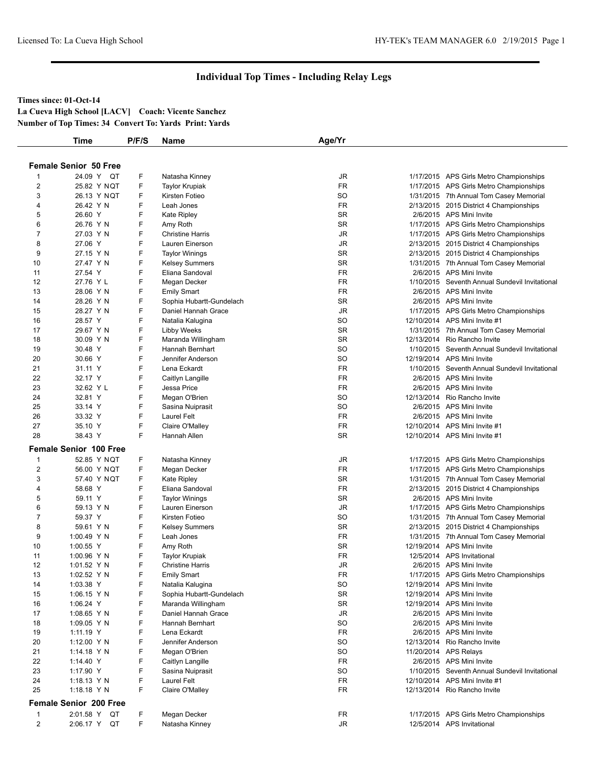# Individual Top Times - Including Relay Legs

**Times since: 01-Oct-14**

**La Cueva High School [LACV] Coach: Vicente Sanchez**

**Number of Top Times: 34 Convert To: Yards Print: Yards**

### Female Senior 50 Free

| | Time | P/F/S | Name | Age/Yr | Date | Meet |
|---|---|---|---|---|---|---|
| 1 | 24.09 Y QT | F | Natasha Kinney | JR | 1/17/2015 | APS Girls Metro Championships |
| 2 | 25.82 Y NQT | F | Taylor Krupiak | FR | 1/17/2015 | APS Girls Metro Championships |
| 3 | 26.13 Y NQT | F | Kirsten Fotieo | SO | 1/31/2015 | 7th Annual Tom Casey Memorial |
| 4 | 26.42 Y N | F | Leah Jones | FR | 2/13/2015 | 2015 District 4 Championships |
| 5 | 26.60 Y | F | Kate Ripley | SR | 2/6/2015 | APS Mini Invite |
| 6 | 26.76 Y N | F | Amy Roth | SR | 1/17/2015 | APS Girls Metro Championships |
| 7 | 27.03 Y N | F | Christine Harris | JR | 1/17/2015 | APS Girls Metro Championships |
| 8 | 27.06 Y | F | Lauren Einerson | JR | 2/13/2015 | 2015 District 4 Championships |
| 9 | 27.15 Y N | F | Taylor Winings | SR | 2/13/2015 | 2015 District 4 Championships |
| 10 | 27.47 Y N | F | Kelsey Summers | SR | 1/31/2015 | 7th Annual Tom Casey Memorial |
| 11 | 27.54 Y | F | Eliana Sandoval | FR | 2/6/2015 | APS Mini Invite |
| 12 | 27.76 Y L | F | Megan Decker | FR | 1/10/2015 | Seventh Annual Sundevil Invitational |
| 13 | 28.06 Y N | F | Emily Smart | FR | 2/6/2015 | APS Mini Invite |
| 14 | 28.26 Y N | F | Sophia Hubartt-Gundelach | SR | 2/6/2015 | APS Mini Invite |
| 15 | 28.27 Y N | F | Daniel Hannah Grace | JR | 1/17/2015 | APS Girls Metro Championships |
| 16 | 28.57 Y | F | Natalia Kalugina | SO | 12/10/2014 | APS Mini Invite #1 |
| 17 | 29.67 Y N | F | Libby Weeks | SR | 1/31/2015 | 7th Annual Tom Casey Memorial |
| 18 | 30.09 Y N | F | Maranda Willingham | SR | 12/13/2014 | Rio Rancho Invite |
| 19 | 30.48 Y | F | Hannah Bernhart | SO | 1/10/2015 | Seventh Annual Sundevil Invitational |
| 20 | 30.66 Y | F | Jennifer Anderson | SO | 12/19/2014 | APS Mini Invite |
| 21 | 31.11 Y | F | Lena Eckardt | FR | 1/10/2015 | Seventh Annual Sundevil Invitational |
| 22 | 32.17 Y | F | Caitlyn Langille | FR | 2/6/2015 | APS Mini Invite |
| 23 | 32.62 Y L | F | Jessa Price | FR | 2/6/2015 | APS Mini Invite |
| 24 | 32.81 Y | F | Megan O'Brien | SO | 12/13/2014 | Rio Rancho Invite |
| 25 | 33.14 Y | F | Sasina Nuiprasit | SO | 2/6/2015 | APS Mini Invite |
| 26 | 33.32 Y | F | Laurel Felt | FR | 2/6/2015 | APS Mini Invite |
| 27 | 35.10 Y | F | Claire O'Malley | FR | 12/10/2014 | APS Mini Invite #1 |
| 28 | 38.43 Y | F | Hannah Allen | SR | 12/10/2014 | APS Mini Invite #1 |

### Female Senior 100 Free

| | Time | P/F/S | Name | Age/Yr | Date | Meet |
|---|---|---|---|---|---|---|
| 1 | 52.85 Y NQT | F | Natasha Kinney | JR | 1/17/2015 | APS Girls Metro Championships |
| 2 | 56.00 Y NQT | F | Megan Decker | FR | 1/17/2015 | APS Girls Metro Championships |
| 3 | 57.40 Y NQT | F | Kate Ripley | SR | 1/31/2015 | 7th Annual Tom Casey Memorial |
| 4 | 58.68 Y | F | Eliana Sandoval | FR | 2/13/2015 | 2015 District 4 Championships |
| 5 | 59.11 Y | F | Taylor Winings | SR | 2/6/2015 | APS Mini Invite |
| 6 | 59.13 Y N | F | Lauren Einerson | JR | 1/17/2015 | APS Girls Metro Championships |
| 7 | 59.37 Y | F | Kirsten Fotieo | SO | 1/31/2015 | 7th Annual Tom Casey Memorial |
| 8 | 59.61 Y N | F | Kelsey Summers | SR | 2/13/2015 | 2015 District 4 Championships |
| 9 | 1:00.49 Y N | F | Leah Jones | FR | 1/31/2015 | 7th Annual Tom Casey Memorial |
| 10 | 1:00.55 Y | F | Amy Roth | SR | 12/19/2014 | APS Mini Invite |
| 11 | 1:00.96 Y N | F | Taylor Krupiak | FR | 12/5/2014 | APS Invitational |
| 12 | 1:01.52 Y N | F | Christine Harris | JR | 2/6/2015 | APS Mini Invite |
| 13 | 1:02.52 Y N | F | Emily Smart | FR | 1/17/2015 | APS Girls Metro Championships |
| 14 | 1:03.38 Y | F | Natalia Kalugina | SO | 12/19/2014 | APS Mini Invite |
| 15 | 1:06.15 Y N | F | Sophia Hubartt-Gundelach | SR | 12/19/2014 | APS Mini Invite |
| 16 | 1:06.24 Y | F | Maranda Willingham | SR | 12/19/2014 | APS Mini Invite |
| 17 | 1:08.65 Y N | F | Daniel Hannah Grace | JR | 2/6/2015 | APS Mini Invite |
| 18 | 1:09.05 Y N | F | Hannah Bernhart | SO | 2/6/2015 | APS Mini Invite |
| 19 | 1:11.19 Y | F | Lena Eckardt | FR | 2/6/2015 | APS Mini Invite |
| 20 | 1:12.00 Y N | F | Jennifer Anderson | SO | 12/13/2014 | Rio Rancho Invite |
| 21 | 1:14.18 Y N | F | Megan O'Brien | SO | 11/20/2014 | APS Relays |
| 22 | 1:14.40 Y | F | Caitlyn Langille | FR | 2/6/2015 | APS Mini Invite |
| 23 | 1:17.90 Y | F | Sasina Nuiprasit | SO | 1/10/2015 | Seventh Annual Sundevil Invitational |
| 24 | 1:18.13 Y N | F | Laurel Felt | FR | 12/10/2014 | APS Mini Invite #1 |
| 25 | 1:18.18 Y N | F | Claire O'Malley | FR | 12/13/2014 | Rio Rancho Invite |

### Female Senior 200 Free

| | Time | P/F/S | Name | Age/Yr | Date | Meet |
|---|---|---|---|---|---|---|
| 1 | 2:01.58 Y QT | F | Megan Decker | FR | 1/17/2015 | APS Girls Metro Championships |
| 2 | 2:06.17 Y QT | F | Natasha Kinney | JR | 12/5/2014 | APS Invitational |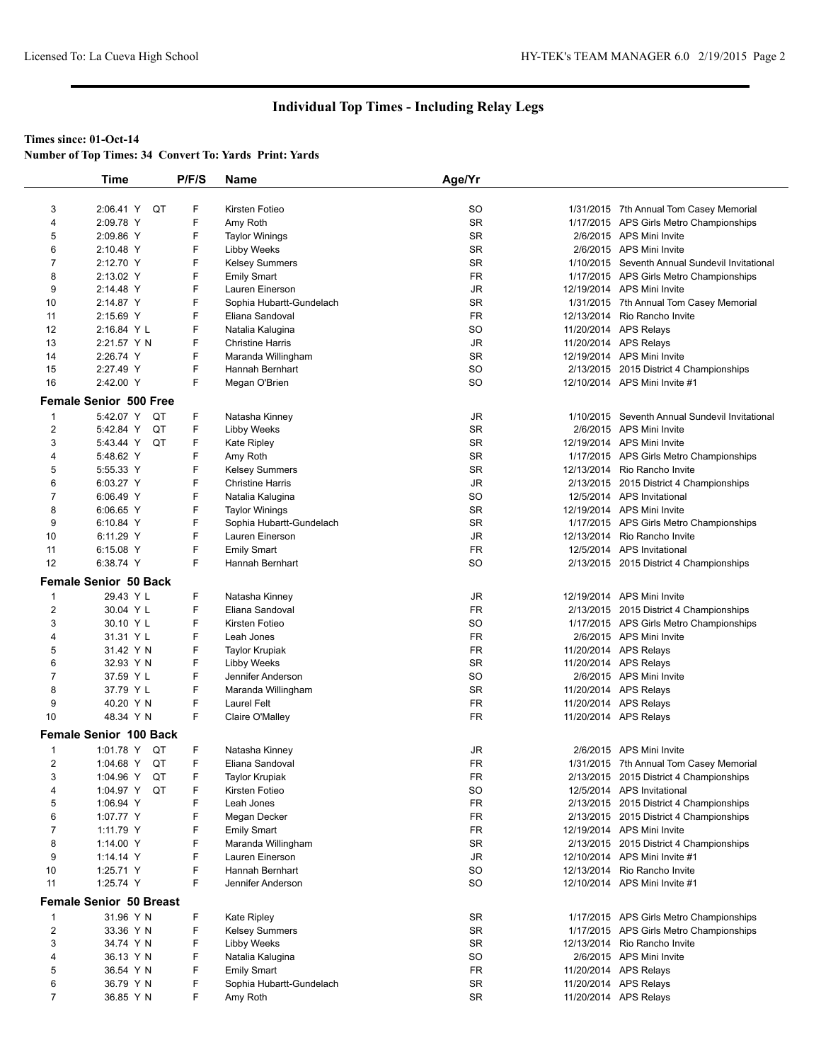# Individual Top Times - Including Relay Legs

**Times since: 01-Oct-14**

**Number of Top Times: 34 Convert To: Yards Print: Yards**

| | Time | P/F/S | Name | Age/Yr | Date | Meet |
|---|---|---|---|---|---|---|
| 3 | 2:06.41 Y QT | F | Kirsten Fotieo | SO | 1/31/2015 | 7th Annual Tom Casey Memorial |
| 4 | 2:09.78 Y | F | Amy Roth | SR | 1/17/2015 | APS Girls Metro Championships |
| 5 | 2:09.86 Y | F | Taylor Winings | SR | 2/6/2015 | APS Mini Invite |
| 6 | 2:10.48 Y | F | Libby Weeks | SR | 2/6/2015 | APS Mini Invite |
| 7 | 2:12.70 Y | F | Kelsey Summers | SR | 1/10/2015 | Seventh Annual Sundevil Invitational |
| 8 | 2:13.02 Y | F | Emily Smart | FR | 1/17/2015 | APS Girls Metro Championships |
| 9 | 2:14.48 Y | F | Lauren Einerson | JR | 12/19/2014 | APS Mini Invite |
| 10 | 2:14.87 Y | F | Sophia Hubartt-Gundelach | SR | 1/31/2015 | 7th Annual Tom Casey Memorial |
| 11 | 2:15.69 Y | F | Eliana Sandoval | FR | 12/13/2014 | Rio Rancho Invite |
| 12 | 2:16.84 Y L | F | Natalia Kalugina | SO | 11/20/2014 | APS Relays |
| 13 | 2:21.57 Y N | F | Christine Harris | JR | 11/20/2014 | APS Relays |
| 14 | 2:26.74 Y | F | Maranda Willingham | SR | 12/19/2014 | APS Mini Invite |
| 15 | 2:27.49 Y | F | Hannah Bernhart | SO | 2/13/2015 | 2015 District 4 Championships |
| 16 | 2:42.00 Y | F | Megan O'Brien | SO | 12/10/2014 | APS Mini Invite #1 |

**Female Senior 500 Free**

| | Time | P/F/S | Name | Age/Yr | Date | Meet |
|---|---|---|---|---|---|---|
| 1 | 5:42.07 Y QT | F | Natasha Kinney | JR | 1/10/2015 | Seventh Annual Sundevil Invitational |
| 2 | 5:42.84 Y QT | F | Libby Weeks | SR | 2/6/2015 | APS Mini Invite |
| 3 | 5:43.44 Y QT | F | Kate Ripley | SR | 12/19/2014 | APS Mini Invite |
| 4 | 5:48.62 Y | F | Amy Roth | SR | 1/17/2015 | APS Girls Metro Championships |
| 5 | 5:55.33 Y | F | Kelsey Summers | SR | 12/13/2014 | Rio Rancho Invite |
| 6 | 6:03.27 Y | F | Christine Harris | JR | 2/13/2015 | 2015 District 4 Championships |
| 7 | 6:06.49 Y | F | Natalia Kalugina | SO | 12/5/2014 | APS Invitational |
| 8 | 6:06.65 Y | F | Taylor Winings | SR | 12/19/2014 | APS Mini Invite |
| 9 | 6:10.84 Y | F | Sophia Hubartt-Gundelach | SR | 1/17/2015 | APS Girls Metro Championships |
| 10 | 6:11.29 Y | F | Lauren Einerson | JR | 12/13/2014 | Rio Rancho Invite |
| 11 | 6:15.08 Y | F | Emily Smart | FR | 12/5/2014 | APS Invitational |
| 12 | 6:38.74 Y | F | Hannah Bernhart | SO | 2/13/2015 | 2015 District 4 Championships |

**Female Senior 50 Back**

| | Time | P/F/S | Name | Age/Yr | Date | Meet |
|---|---|---|---|---|---|---|
| 1 | 29.43 Y L | F | Natasha Kinney | JR | 12/19/2014 | APS Mini Invite |
| 2 | 30.04 Y L | F | Eliana Sandoval | FR | 2/13/2015 | 2015 District 4 Championships |
| 3 | 30.10 Y L | F | Kirsten Fotieo | SO | 1/17/2015 | APS Girls Metro Championships |
| 4 | 31.31 Y L | F | Leah Jones | FR | 2/6/2015 | APS Mini Invite |
| 5 | 31.42 Y N | F | Taylor Krupiak | FR | 11/20/2014 | APS Relays |
| 6 | 32.93 Y N | F | Libby Weeks | SR | 11/20/2014 | APS Relays |
| 7 | 37.59 Y L | F | Jennifer Anderson | SO | 2/6/2015 | APS Mini Invite |
| 8 | 37.79 Y L | F | Maranda Willingham | SR | 11/20/2014 | APS Relays |
| 9 | 40.20 Y N | F | Laurel Felt | FR | 11/20/2014 | APS Relays |
| 10 | 48.34 Y N | F | Claire O'Malley | FR | 11/20/2014 | APS Relays |

**Female Senior 100 Back**

| | Time | P/F/S | Name | Age/Yr | Date | Meet |
|---|---|---|---|---|---|---|
| 1 | 1:01.78 Y QT | F | Natasha Kinney | JR | 2/6/2015 | APS Mini Invite |
| 2 | 1:04.68 Y QT | F | Eliana Sandoval | FR | 1/31/2015 | 7th Annual Tom Casey Memorial |
| 3 | 1:04.96 Y QT | F | Taylor Krupiak | FR | 2/13/2015 | 2015 District 4 Championships |
| 4 | 1:04.97 Y QT | F | Kirsten Fotieo | SO | 12/5/2014 | APS Invitational |
| 5 | 1:06.94 Y | F | Leah Jones | FR | 2/13/2015 | 2015 District 4 Championships |
| 6 | 1:07.77 Y | F | Megan Decker | FR | 2/13/2015 | 2015 District 4 Championships |
| 7 | 1:11.79 Y | F | Emily Smart | FR | 12/19/2014 | APS Mini Invite |
| 8 | 1:14.00 Y | F | Maranda Willingham | SR | 2/13/2015 | 2015 District 4 Championships |
| 9 | 1:14.14 Y | F | Lauren Einerson | JR | 12/10/2014 | APS Mini Invite #1 |
| 10 | 1:25.71 Y | F | Hannah Bernhart | SO | 12/13/2014 | Rio Rancho Invite |
| 11 | 1:25.74 Y | F | Jennifer Anderson | SO | 12/10/2014 | APS Mini Invite #1 |

**Female Senior 50 Breast**

| | Time | P/F/S | Name | Age/Yr | Date | Meet |
|---|---|---|---|---|---|---|
| 1 | 31.96 Y N | F | Kate Ripley | SR | 1/17/2015 | APS Girls Metro Championships |
| 2 | 33.36 Y N | F | Kelsey Summers | SR | 1/17/2015 | APS Girls Metro Championships |
| 3 | 34.74 Y N | F | Libby Weeks | SR | 12/13/2014 | Rio Rancho Invite |
| 4 | 36.13 Y N | F | Natalia Kalugina | SO | 2/6/2015 | APS Mini Invite |
| 5 | 36.54 Y N | F | Emily Smart | FR | 11/20/2014 | APS Relays |
| 6 | 36.79 Y N | F | Sophia Hubartt-Gundelach | SR | 11/20/2014 | APS Relays |
| 7 | 36.85 Y N | F | Amy Roth | SR | 11/20/2014 | APS Relays |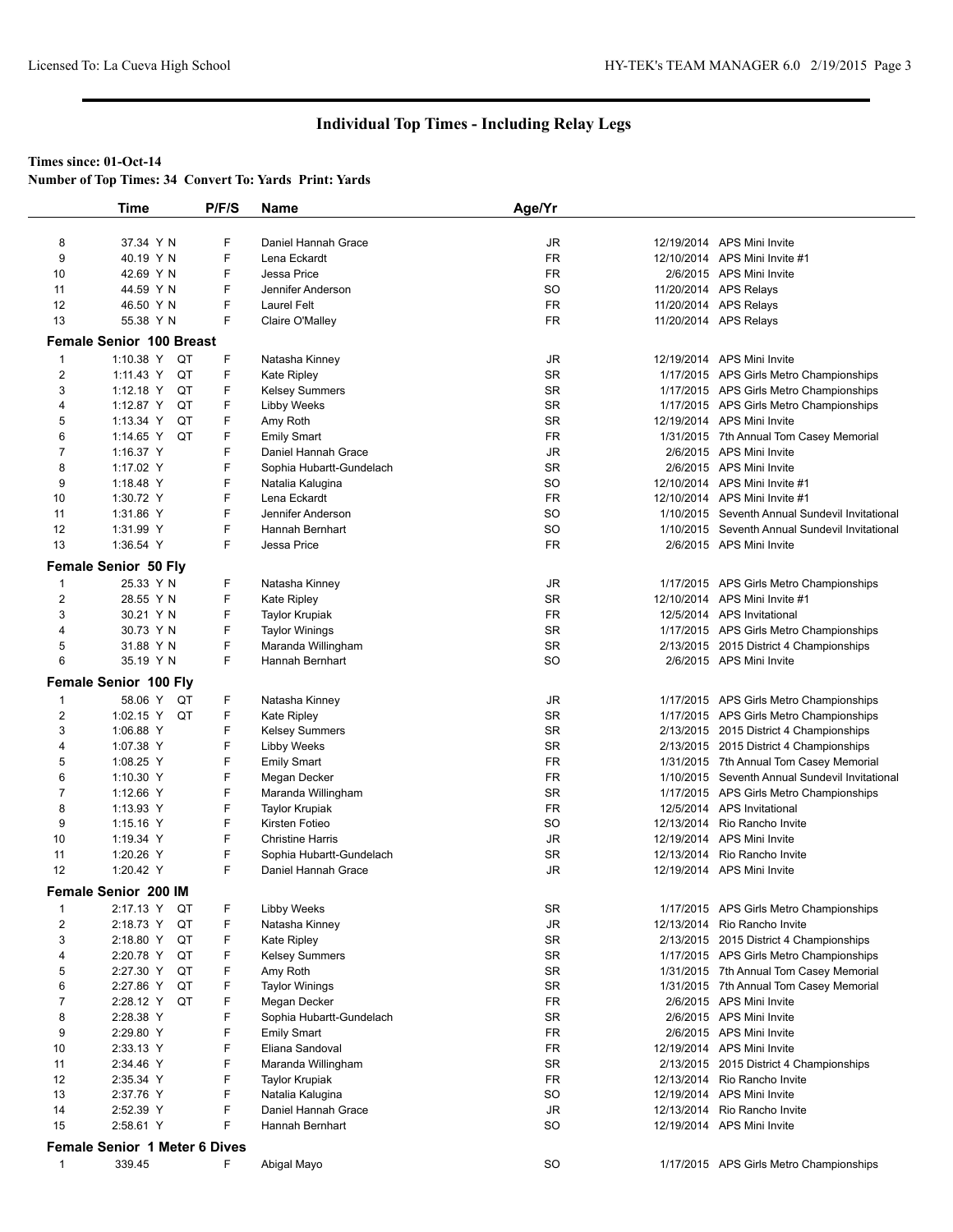# Individual Top Times - Including Relay Legs

**Times since: 01-Oct-14**

**Number of Top Times: 34 Convert To: Yards Print: Yards**

| | Time | | P/F/S | Name | Age/Yr | Date | Meet |
|---|---|---|---|---|---|---|---|
| 8 | 37.34 Y N | | F | Daniel Hannah Grace | JR | 12/19/2014 | APS Mini Invite |
| 9 | 40.19 Y N | | F | Lena Eckardt | FR | 12/10/2014 | APS Mini Invite #1 |
| 10 | 42.69 Y N | | F | Jessa Price | FR | 2/6/2015 | APS Mini Invite |
| 11 | 44.59 Y N | | F | Jennifer Anderson | SO | 11/20/2014 | APS Relays |
| 12 | 46.50 Y N | | F | Laurel Felt | FR | 11/20/2014 | APS Relays |
| 13 | 55.38 Y N | | F | Claire O'Malley | FR | 11/20/2014 | APS Relays |

**Female Senior 100 Breast**

| | Time | | P/F/S | Name | Age/Yr | Date | Meet |
|---|---|---|---|---|---|---|---|
| 1 | 1:10.38 Y | QT | F | Natasha Kinney | JR | 12/19/2014 | APS Mini Invite |
| 2 | 1:11.43 Y | QT | F | Kate Ripley | SR | 1/17/2015 | APS Girls Metro Championships |
| 3 | 1:12.18 Y | QT | F | Kelsey Summers | SR | 1/17/2015 | APS Girls Metro Championships |
| 4 | 1:12.87 Y | QT | F | Libby Weeks | SR | 1/17/2015 | APS Girls Metro Championships |
| 5 | 1:13.34 Y | QT | F | Amy Roth | SR | 12/19/2014 | APS Mini Invite |
| 6 | 1:14.65 Y | QT | F | Emily Smart | FR | 1/31/2015 | 7th Annual Tom Casey Memorial |
| 7 | 1:16.37 Y | | F | Daniel Hannah Grace | JR | 2/6/2015 | APS Mini Invite |
| 8 | 1:17.02 Y | | F | Sophia Hubartt-Gundelach | SR | 2/6/2015 | APS Mini Invite |
| 9 | 1:18.48 Y | | F | Natalia Kalugina | SO | 12/10/2014 | APS Mini Invite #1 |
| 10 | 1:30.72 Y | | F | Lena Eckardt | FR | 12/10/2014 | APS Mini Invite #1 |
| 11 | 1:31.86 Y | | F | Jennifer Anderson | SO | 1/10/2015 | Seventh Annual Sundevil Invitational |
| 12 | 1:31.99 Y | | F | Hannah Bernhart | SO | 1/10/2015 | Seventh Annual Sundevil Invitational |
| 13 | 1:36.54 Y | | F | Jessa Price | FR | 2/6/2015 | APS Mini Invite |

**Female Senior 50 Fly**

| | Time | | P/F/S | Name | Age/Yr | Date | Meet |
|---|---|---|---|---|---|---|---|
| 1 | 25.33 Y N | | F | Natasha Kinney | JR | 1/17/2015 | APS Girls Metro Championships |
| 2 | 28.55 Y N | | F | Kate Ripley | SR | 12/10/2014 | APS Mini Invite #1 |
| 3 | 30.21 Y N | | F | Taylor Krupiak | FR | 12/5/2014 | APS Invitational |
| 4 | 30.73 Y N | | F | Taylor Winings | SR | 1/17/2015 | APS Girls Metro Championships |
| 5 | 31.88 Y N | | F | Maranda Willingham | SR | 2/13/2015 | 2015 District 4 Championships |
| 6 | 35.19 Y N | | F | Hannah Bernhart | SO | 2/6/2015 | APS Mini Invite |

**Female Senior 100 Fly**

| | Time | | P/F/S | Name | Age/Yr | Date | Meet |
|---|---|---|---|---|---|---|---|
| 1 | 58.06 Y | QT | F | Natasha Kinney | JR | 1/17/2015 | APS Girls Metro Championships |
| 2 | 1:02.15 Y | QT | F | Kate Ripley | SR | 1/17/2015 | APS Girls Metro Championships |
| 3 | 1:06.88 Y | | F | Kelsey Summers | SR | 2/13/2015 | 2015 District 4 Championships |
| 4 | 1:07.38 Y | | F | Libby Weeks | SR | 2/13/2015 | 2015 District 4 Championships |
| 5 | 1:08.25 Y | | F | Emily Smart | FR | 1/31/2015 | 7th Annual Tom Casey Memorial |
| 6 | 1:10.30 Y | | F | Megan Decker | FR | 1/10/2015 | Seventh Annual Sundevil Invitational |
| 7 | 1:12.66 Y | | F | Maranda Willingham | SR | 1/17/2015 | APS Girls Metro Championships |
| 8 | 1:13.93 Y | | F | Taylor Krupiak | FR | 12/5/2014 | APS Invitational |
| 9 | 1:15.16 Y | | F | Kirsten Fotieo | SO | 12/13/2014 | Rio Rancho Invite |
| 10 | 1:19.34 Y | | F | Christine Harris | JR | 12/19/2014 | APS Mini Invite |
| 11 | 1:20.26 Y | | F | Sophia Hubartt-Gundelach | SR | 12/13/2014 | Rio Rancho Invite |
| 12 | 1:20.42 Y | | F | Daniel Hannah Grace | JR | 12/19/2014 | APS Mini Invite |

**Female Senior 200 IM**

| | Time | | P/F/S | Name | Age/Yr | Date | Meet |
|---|---|---|---|---|---|---|---|
| 1 | 2:17.13 Y | QT | F | Libby Weeks | SR | 1/17/2015 | APS Girls Metro Championships |
| 2 | 2:18.73 Y | QT | F | Natasha Kinney | JR | 12/13/2014 | Rio Rancho Invite |
| 3 | 2:18.80 Y | QT | F | Kate Ripley | SR | 2/13/2015 | 2015 District 4 Championships |
| 4 | 2:20.78 Y | QT | F | Kelsey Summers | SR | 1/17/2015 | APS Girls Metro Championships |
| 5 | 2:27.30 Y | QT | F | Amy Roth | SR | 1/31/2015 | 7th Annual Tom Casey Memorial |
| 6 | 2:27.86 Y | QT | F | Taylor Winings | SR | 1/31/2015 | 7th Annual Tom Casey Memorial |
| 7 | 2:28.12 Y | QT | F | Megan Decker | FR | 2/6/2015 | APS Mini Invite |
| 8 | 2:28.38 Y | | F | Sophia Hubartt-Gundelach | SR | 2/6/2015 | APS Mini Invite |
| 9 | 2:29.80 Y | | F | Emily Smart | FR | 2/6/2015 | APS Mini Invite |
| 10 | 2:33.13 Y | | F | Eliana Sandoval | FR | 12/19/2014 | APS Mini Invite |
| 11 | 2:34.46 Y | | F | Maranda Willingham | SR | 2/13/2015 | 2015 District 4 Championships |
| 12 | 2:35.34 Y | | F | Taylor Krupiak | FR | 12/13/2014 | Rio Rancho Invite |
| 13 | 2:37.76 Y | | F | Natalia Kalugina | SO | 12/19/2014 | APS Mini Invite |
| 14 | 2:52.39 Y | | F | Daniel Hannah Grace | JR | 12/13/2014 | Rio Rancho Invite |
| 15 | 2:58.61 Y | | F | Hannah Bernhart | SO | 12/19/2014 | APS Mini Invite |

**Female Senior 1 Meter 6 Dives**

| | Time | | P/F/S | Name | Age/Yr | Date | Meet |
|---|---|---|---|---|---|---|---|
| 1 | 339.45 | | F | Abigal Mayo | SO | 1/17/2015 | APS Girls Metro Championships |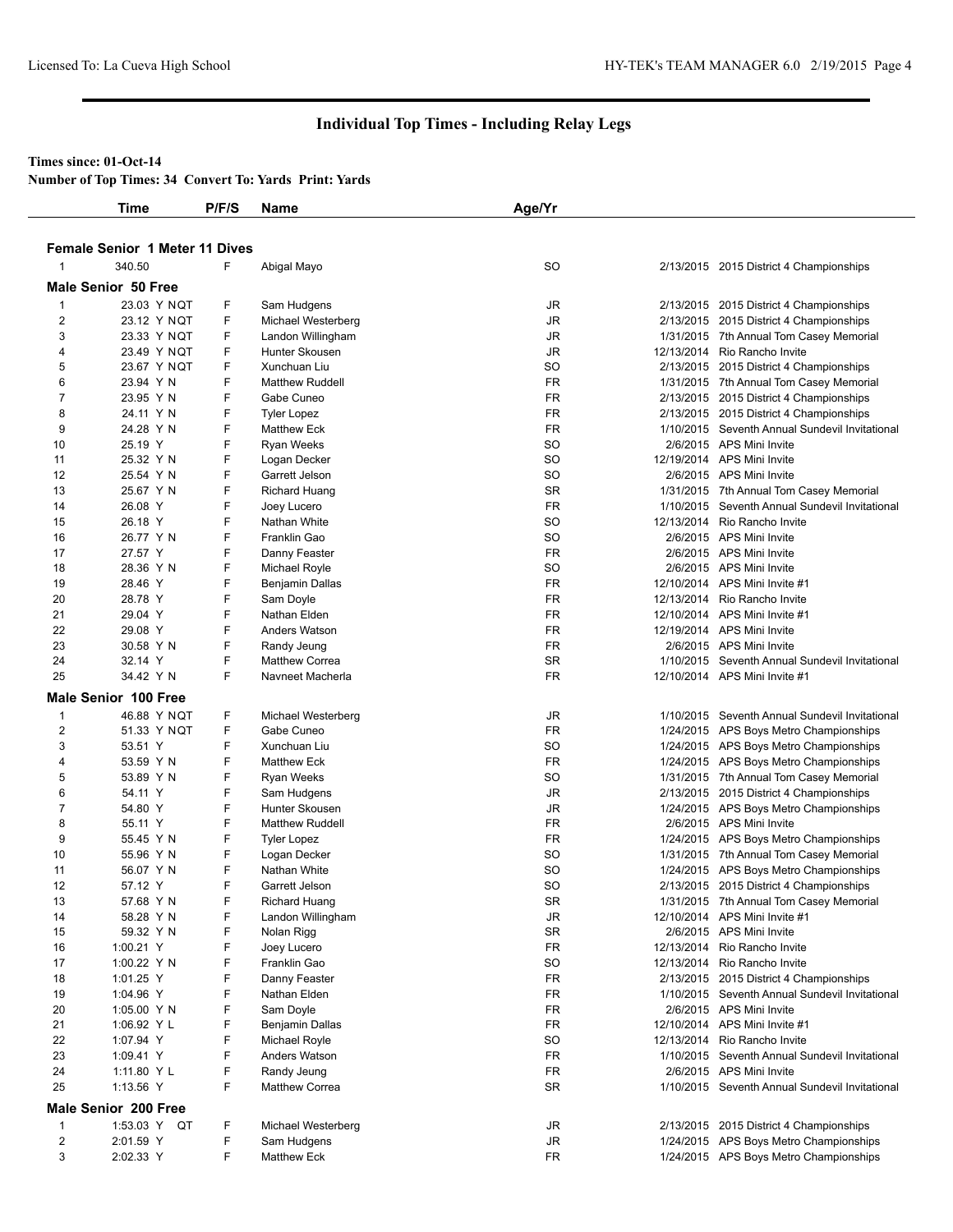# Individual Top Times - Including Relay Legs

**Times since: 01-Oct-14**

**Number of Top Times: 34 Convert To: Yards Print: Yards**

| | Time | P/F/S | Name | Age/Yr | Date | Meet |
|---|---|---|---|---|---|---|
| **Female Senior 1 Meter 11 Dives** | | | | | | |
| 1 | 340.50 | F | Abigal Mayo | SO | 2/13/2015 | 2015 District 4 Championships |
| **Male Senior 50 Free** | | | | | | |
| 1 | 23.03 Y NQT | F | Sam Hudgens | JR | 2/13/2015 | 2015 District 4 Championships |
| 2 | 23.12 Y NQT | F | Michael Westerberg | JR | 2/13/2015 | 2015 District 4 Championships |
| 3 | 23.33 Y NQT | F | Landon Willingham | JR | 1/31/2015 | 7th Annual Tom Casey Memorial |
| 4 | 23.49 Y NQT | F | Hunter Skousen | JR | 12/13/2014 | Rio Rancho Invite |
| 5 | 23.67 Y NQT | F | Xunchuan Liu | SO | 2/13/2015 | 2015 District 4 Championships |
| 6 | 23.94 Y N | F | Matthew Ruddell | FR | 1/31/2015 | 7th Annual Tom Casey Memorial |
| 7 | 23.95 Y N | F | Gabe Cuneo | FR | 2/13/2015 | 2015 District 4 Championships |
| 8 | 24.11 Y N | F | Tyler Lopez | FR | 2/13/2015 | 2015 District 4 Championships |
| 9 | 24.28 Y N | F | Matthew Eck | FR | 1/10/2015 | Seventh Annual Sundevil Invitational |
| 10 | 25.19 Y | F | Ryan Weeks | SO | 2/6/2015 | APS Mini Invite |
| 11 | 25.32 Y N | F | Logan Decker | SO | 12/19/2014 | APS Mini Invite |
| 12 | 25.54 Y N | F | Garrett Jelson | SO | 2/6/2015 | APS Mini Invite |
| 13 | 25.67 Y N | F | Richard Huang | SR | 1/31/2015 | 7th Annual Tom Casey Memorial |
| 14 | 26.08 Y | F | Joey Lucero | FR | 1/10/2015 | Seventh Annual Sundevil Invitational |
| 15 | 26.18 Y | F | Nathan White | SO | 12/13/2014 | Rio Rancho Invite |
| 16 | 26.77 Y N | F | Franklin Gao | SO | 2/6/2015 | APS Mini Invite |
| 17 | 27.57 Y | F | Danny Feaster | FR | 2/6/2015 | APS Mini Invite |
| 18 | 28.36 Y N | F | Michael Royle | SO | 2/6/2015 | APS Mini Invite |
| 19 | 28.46 Y | F | Benjamin Dallas | FR | 12/10/2014 | APS Mini Invite #1 |
| 20 | 28.78 Y | F | Sam Doyle | FR | 12/13/2014 | Rio Rancho Invite |
| 21 | 29.04 Y | F | Nathan Elden | FR | 12/10/2014 | APS Mini Invite #1 |
| 22 | 29.08 Y | F | Anders Watson | FR | 12/19/2014 | APS Mini Invite |
| 23 | 30.58 Y N | F | Randy Jeung | FR | 2/6/2015 | APS Mini Invite |
| 24 | 32.14 Y | F | Matthew Correa | SR | 1/10/2015 | Seventh Annual Sundevil Invitational |
| 25 | 34.42 Y N | F | Navneet Macherla | FR | 12/10/2014 | APS Mini Invite #1 |
| **Male Senior 100 Free** | | | | | | |
| 1 | 46.88 Y NQT | F | Michael Westerberg | JR | 1/10/2015 | Seventh Annual Sundevil Invitational |
| 2 | 51.33 Y NQT | F | Gabe Cuneo | FR | 1/24/2015 | APS Boys Metro Championships |
| 3 | 53.51 Y | F | Xunchuan Liu | SO | 1/24/2015 | APS Boys Metro Championships |
| 4 | 53.59 Y N | F | Matthew Eck | FR | 1/24/2015 | APS Boys Metro Championships |
| 5 | 53.89 Y N | F | Ryan Weeks | SO | 1/31/2015 | 7th Annual Tom Casey Memorial |
| 6 | 54.11 Y | F | Sam Hudgens | JR | 2/13/2015 | 2015 District 4 Championships |
| 7 | 54.80 Y | F | Hunter Skousen | JR | 1/24/2015 | APS Boys Metro Championships |
| 8 | 55.11 Y | F | Matthew Ruddell | FR | 2/6/2015 | APS Mini Invite |
| 9 | 55.45 Y N | F | Tyler Lopez | FR | 1/24/2015 | APS Boys Metro Championships |
| 10 | 55.96 Y N | F | Logan Decker | SO | 1/31/2015 | 7th Annual Tom Casey Memorial |
| 11 | 56.07 Y N | F | Nathan White | SO | 1/24/2015 | APS Boys Metro Championships |
| 12 | 57.12 Y | F | Garrett Jelson | SO | 2/13/2015 | 2015 District 4 Championships |
| 13 | 57.68 Y N | F | Richard Huang | SR | 1/31/2015 | 7th Annual Tom Casey Memorial |
| 14 | 58.28 Y N | F | Landon Willingham | JR | 12/10/2014 | APS Mini Invite #1 |
| 15 | 59.32 Y N | F | Nolan Rigg | SR | 2/6/2015 | APS Mini Invite |
| 16 | 1:00.21 Y | F | Joey Lucero | FR | 12/13/2014 | Rio Rancho Invite |
| 17 | 1:00.22 Y N | F | Franklin Gao | SO | 12/13/2014 | Rio Rancho Invite |
| 18 | 1:01.25 Y | F | Danny Feaster | FR | 2/13/2015 | 2015 District 4 Championships |
| 19 | 1:04.96 Y | F | Nathan Elden | FR | 1/10/2015 | Seventh Annual Sundevil Invitational |
| 20 | 1:05.00 Y N | F | Sam Doyle | FR | 2/6/2015 | APS Mini Invite |
| 21 | 1:06.92 Y L | F | Benjamin Dallas | FR | 12/10/2014 | APS Mini Invite #1 |
| 22 | 1:07.94 Y | F | Michael Royle | SO | 12/13/2014 | Rio Rancho Invite |
| 23 | 1:09.41 Y | F | Anders Watson | FR | 1/10/2015 | Seventh Annual Sundevil Invitational |
| 24 | 1:11.80 Y L | F | Randy Jeung | FR | 2/6/2015 | APS Mini Invite |
| 25 | 1:13.56 Y | F | Matthew Correa | SR | 1/10/2015 | Seventh Annual Sundevil Invitational |
| **Male Senior 200 Free** | | | | | | |
| 1 | 1:53.03 Y QT | F | Michael Westerberg | JR | 2/13/2015 | 2015 District 4 Championships |
| 2 | 2:01.59 Y | F | Sam Hudgens | JR | 1/24/2015 | APS Boys Metro Championships |
| 3 | 2:02.33 Y | F | Matthew Eck | FR | 1/24/2015 | APS Boys Metro Championships |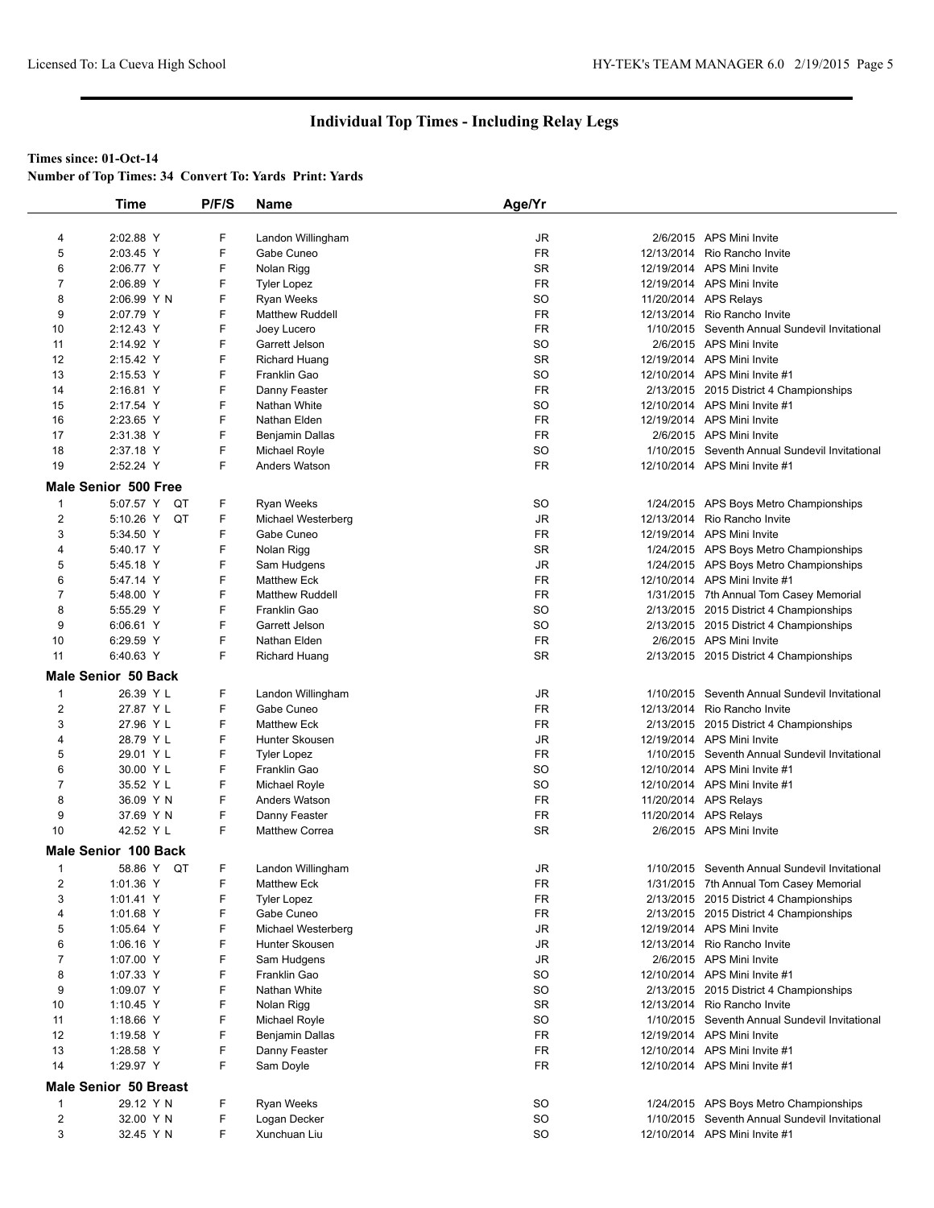# Individual Top Times - Including Relay Legs

**Times since: 01-Oct-14**

**Number of Top Times: 34 Convert To: Yards Print: Yards**

| | Time | P/F/S | Name | Age/Yr | Date | Meet |
|---|---|---|---|---|---|---|
| 4 | 2:02.88 Y | F | Landon Willingham | JR | 2/6/2015 | APS Mini Invite |
| 5 | 2:03.45 Y | F | Gabe Cuneo | FR | 12/13/2014 | Rio Rancho Invite |
| 6 | 2:06.77 Y | F | Nolan Rigg | SR | 12/19/2014 | APS Mini Invite |
| 7 | 2:06.89 Y | F | Tyler Lopez | FR | 12/19/2014 | APS Mini Invite |
| 8 | 2:06.99 Y N | F | Ryan Weeks | SO | 11/20/2014 | APS Relays |
| 9 | 2:07.79 Y | F | Matthew Ruddell | FR | 12/13/2014 | Rio Rancho Invite |
| 10 | 2:12.43 Y | F | Joey Lucero | FR | 1/10/2015 | Seventh Annual Sundevil Invitational |
| 11 | 2:14.92 Y | F | Garrett Jelson | SO | 2/6/2015 | APS Mini Invite |
| 12 | 2:15.42 Y | F | Richard Huang | SR | 12/19/2014 | APS Mini Invite |
| 13 | 2:15.53 Y | F | Franklin Gao | SO | 12/10/2014 | APS Mini Invite #1 |
| 14 | 2:16.81 Y | F | Danny Feaster | FR | 2/13/2015 | 2015 District 4 Championships |
| 15 | 2:17.54 Y | F | Nathan White | SO | 12/10/2014 | APS Mini Invite #1 |
| 16 | 2:23.65 Y | F | Nathan Elden | FR | 12/19/2014 | APS Mini Invite |
| 17 | 2:31.38 Y | F | Benjamin Dallas | FR | 2/6/2015 | APS Mini Invite |
| 18 | 2:37.18 Y | F | Michael Royle | SO | 1/10/2015 | Seventh Annual Sundevil Invitational |
| 19 | 2:52.24 Y | F | Anders Watson | FR | 12/10/2014 | APS Mini Invite #1 |

### Male Senior 500 Free

| | Time | P/F/S | Name | Age/Yr | Date | Meet |
|---|---|---|---|---|---|---|
| 1 | 5:07.57 Y QT | F | Ryan Weeks | SO | 1/24/2015 | APS Boys Metro Championships |
| 2 | 5:10.26 Y QT | F | Michael Westerberg | JR | 12/13/2014 | Rio Rancho Invite |
| 3 | 5:34.50 Y | F | Gabe Cuneo | FR | 12/19/2014 | APS Mini Invite |
| 4 | 5:40.17 Y | F | Nolan Rigg | SR | 1/24/2015 | APS Boys Metro Championships |
| 5 | 5:45.18 Y | F | Sam Hudgens | JR | 1/24/2015 | APS Boys Metro Championships |
| 6 | 5:47.14 Y | F | Matthew Eck | FR | 12/10/2014 | APS Mini Invite #1 |
| 7 | 5:48.00 Y | F | Matthew Ruddell | FR | 1/31/2015 | 7th Annual Tom Casey Memorial |
| 8 | 5:55.29 Y | F | Franklin Gao | SO | 2/13/2015 | 2015 District 4 Championships |
| 9 | 6:06.61 Y | F | Garrett Jelson | SO | 2/13/2015 | 2015 District 4 Championships |
| 10 | 6:29.59 Y | F | Nathan Elden | FR | 2/6/2015 | APS Mini Invite |
| 11 | 6:40.63 Y | F | Richard Huang | SR | 2/13/2015 | 2015 District 4 Championships |

### Male Senior 50 Back

| | Time | P/F/S | Name | Age/Yr | Date | Meet |
|---|---|---|---|---|---|---|
| 1 | 26.39 Y L | F | Landon Willingham | JR | 1/10/2015 | Seventh Annual Sundevil Invitational |
| 2 | 27.87 Y L | F | Gabe Cuneo | FR | 12/13/2014 | Rio Rancho Invite |
| 3 | 27.96 Y L | F | Matthew Eck | FR | 2/13/2015 | 2015 District 4 Championships |
| 4 | 28.79 Y L | F | Hunter Skousen | JR | 12/19/2014 | APS Mini Invite |
| 5 | 29.01 Y L | F | Tyler Lopez | FR | 1/10/2015 | Seventh Annual Sundevil Invitational |
| 6 | 30.00 Y L | F | Franklin Gao | SO | 12/10/2014 | APS Mini Invite #1 |
| 7 | 35.52 Y L | F | Michael Royle | SO | 12/10/2014 | APS Mini Invite #1 |
| 8 | 36.09 Y N | F | Anders Watson | FR | 11/20/2014 | APS Relays |
| 9 | 37.69 Y N | F | Danny Feaster | FR | 11/20/2014 | APS Relays |
| 10 | 42.52 Y L | F | Matthew Correa | SR | 2/6/2015 | APS Mini Invite |

### Male Senior 100 Back

| | Time | P/F/S | Name | Age/Yr | Date | Meet |
|---|---|---|---|---|---|---|
| 1 | 58.86 Y QT | F | Landon Willingham | JR | 1/10/2015 | Seventh Annual Sundevil Invitational |
| 2 | 1:01.36 Y | F | Matthew Eck | FR | 1/31/2015 | 7th Annual Tom Casey Memorial |
| 3 | 1:01.41 Y | F | Tyler Lopez | FR | 2/13/2015 | 2015 District 4 Championships |
| 4 | 1:01.68 Y | F | Gabe Cuneo | FR | 2/13/2015 | 2015 District 4 Championships |
| 5 | 1:05.64 Y | F | Michael Westerberg | JR | 12/19/2014 | APS Mini Invite |
| 6 | 1:06.16 Y | F | Hunter Skousen | JR | 12/13/2014 | Rio Rancho Invite |
| 7 | 1:07.00 Y | F | Sam Hudgens | JR | 2/6/2015 | APS Mini Invite |
| 8 | 1:07.33 Y | F | Franklin Gao | SO | 12/10/2014 | APS Mini Invite #1 |
| 9 | 1:09.07 Y | F | Nathan White | SO | 2/13/2015 | 2015 District 4 Championships |
| 10 | 1:10.45 Y | F | Nolan Rigg | SR | 12/13/2014 | Rio Rancho Invite |
| 11 | 1:18.66 Y | F | Michael Royle | SO | 1/10/2015 | Seventh Annual Sundevil Invitational |
| 12 | 1:19.58 Y | F | Benjamin Dallas | FR | 12/19/2014 | APS Mini Invite |
| 13 | 1:28.58 Y | F | Danny Feaster | FR | 12/10/2014 | APS Mini Invite #1 |
| 14 | 1:29.97 Y | F | Sam Doyle | FR | 12/10/2014 | APS Mini Invite #1 |

### Male Senior 50 Breast

| | Time | P/F/S | Name | Age/Yr | Date | Meet |
|---|---|---|---|---|---|---|
| 1 | 29.12 Y N | F | Ryan Weeks | SO | 1/24/2015 | APS Boys Metro Championships |
| 2 | 32.00 Y N | F | Logan Decker | SO | 1/10/2015 | Seventh Annual Sundevil Invitational |
| 3 | 32.45 Y N | F | Xunchuan Liu | SO | 12/10/2014 | APS Mini Invite #1 |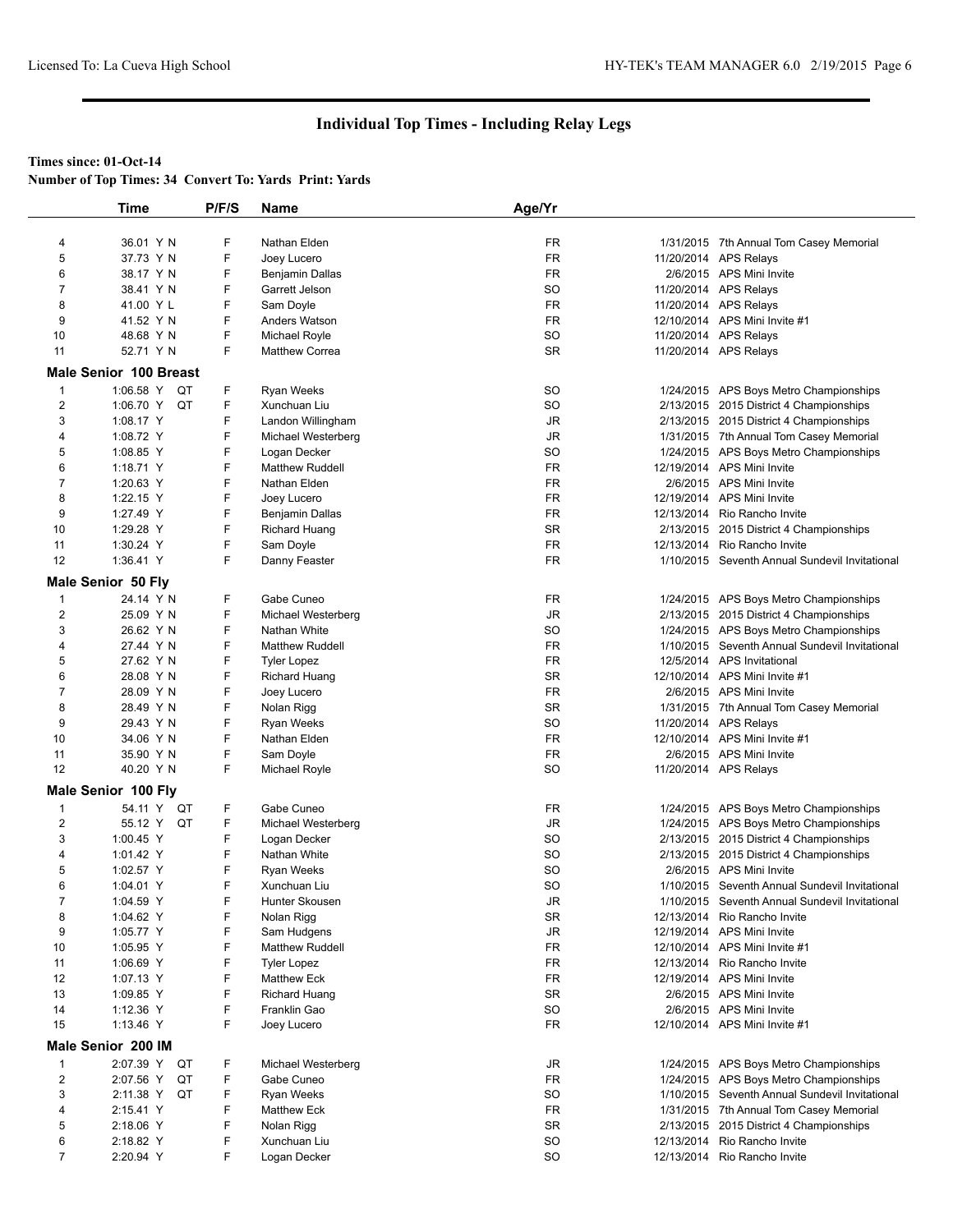# Individual Top Times - Including Relay Legs

**Times since: 01-Oct-14**

**Number of Top Times: 34 Convert To: Yards Print: Yards**

| | Time | P/F/S | Name | Age/Yr | Date | Meet |
|---|---|---|---|---|---|---|
| 4 | 36.01 Y N | F | Nathan Elden | FR | 1/31/2015 | 7th Annual Tom Casey Memorial |
| 5 | 37.73 Y N | F | Joey Lucero | FR | 11/20/2014 | APS Relays |
| 6 | 38.17 Y N | F | Benjamin Dallas | FR | 2/6/2015 | APS Mini Invite |
| 7 | 38.41 Y N | F | Garrett Jelson | SO | 11/20/2014 | APS Relays |
| 8 | 41.00 Y L | F | Sam Doyle | FR | 11/20/2014 | APS Relays |
| 9 | 41.52 Y N | F | Anders Watson | FR | 12/10/2014 | APS Mini Invite #1 |
| 10 | 48.68 Y N | F | Michael Royle | SO | 11/20/2014 | APS Relays |
| 11 | 52.71 Y N | F | Matthew Correa | SR | 11/20/2014 | APS Relays |

### Male Senior 100 Breast

| | Time | P/F/S | Name | Age/Yr | Date | Meet |
|---|---|---|---|---|---|---|
| 1 | 1:06.58 Y QT | F | Ryan Weeks | SO | 1/24/2015 | APS Boys Metro Championships |
| 2 | 1:06.70 Y QT | F | Xunchuan Liu | SO | 2/13/2015 | 2015 District 4 Championships |
| 3 | 1:08.17 Y | F | Landon Willingham | JR | 2/13/2015 | 2015 District 4 Championships |
| 4 | 1:08.72 Y | F | Michael Westerberg | JR | 1/31/2015 | 7th Annual Tom Casey Memorial |
| 5 | 1:08.85 Y | F | Logan Decker | SO | 1/24/2015 | APS Boys Metro Championships |
| 6 | 1:18.71 Y | F | Matthew Ruddell | FR | 12/19/2014 | APS Mini Invite |
| 7 | 1:20.63 Y | F | Nathan Elden | FR | 2/6/2015 | APS Mini Invite |
| 8 | 1:22.15 Y | F | Joey Lucero | FR | 12/19/2014 | APS Mini Invite |
| 9 | 1:27.49 Y | F | Benjamin Dallas | FR | 12/13/2014 | Rio Rancho Invite |
| 10 | 1:29.28 Y | F | Richard Huang | SR | 2/13/2015 | 2015 District 4 Championships |
| 11 | 1:30.24 Y | F | Sam Doyle | FR | 12/13/2014 | Rio Rancho Invite |
| 12 | 1:36.41 Y | F | Danny Feaster | FR | 1/10/2015 | Seventh Annual Sundevil Invitational |

### Male Senior 50 Fly

| | Time | P/F/S | Name | Age/Yr | Date | Meet |
|---|---|---|---|---|---|---|
| 1 | 24.14 Y N | F | Gabe Cuneo | FR | 1/24/2015 | APS Boys Metro Championships |
| 2 | 25.09 Y N | F | Michael Westerberg | JR | 2/13/2015 | 2015 District 4 Championships |
| 3 | 26.62 Y N | F | Nathan White | SO | 1/24/2015 | APS Boys Metro Championships |
| 4 | 27.44 Y N | F | Matthew Ruddell | FR | 1/10/2015 | Seventh Annual Sundevil Invitational |
| 5 | 27.62 Y N | F | Tyler Lopez | FR | 12/5/2014 | APS Invitational |
| 6 | 28.08 Y N | F | Richard Huang | SR | 12/10/2014 | APS Mini Invite #1 |
| 7 | 28.09 Y N | F | Joey Lucero | FR | 2/6/2015 | APS Mini Invite |
| 8 | 28.49 Y N | F | Nolan Rigg | SR | 1/31/2015 | 7th Annual Tom Casey Memorial |
| 9 | 29.43 Y N | F | Ryan Weeks | SO | 11/20/2014 | APS Relays |
| 10 | 34.06 Y N | F | Nathan Elden | FR | 12/10/2014 | APS Mini Invite #1 |
| 11 | 35.90 Y N | F | Sam Doyle | FR | 2/6/2015 | APS Mini Invite |
| 12 | 40.20 Y N | F | Michael Royle | SO | 11/20/2014 | APS Relays |

### Male Senior 100 Fly

| | Time | P/F/S | Name | Age/Yr | Date | Meet |
|---|---|---|---|---|---|---|
| 1 | 54.11 Y QT | F | Gabe Cuneo | FR | 1/24/2015 | APS Boys Metro Championships |
| 2 | 55.12 Y QT | F | Michael Westerberg | JR | 1/24/2015 | APS Boys Metro Championships |
| 3 | 1:00.45 Y | F | Logan Decker | SO | 2/13/2015 | 2015 District 4 Championships |
| 4 | 1:01.42 Y | F | Nathan White | SO | 2/13/2015 | 2015 District 4 Championships |
| 5 | 1:02.57 Y | F | Ryan Weeks | SO | 2/6/2015 | APS Mini Invite |
| 6 | 1:04.01 Y | F | Xunchuan Liu | SO | 1/10/2015 | Seventh Annual Sundevil Invitational |
| 7 | 1:04.59 Y | F | Hunter Skousen | JR | 1/10/2015 | Seventh Annual Sundevil Invitational |
| 8 | 1:04.62 Y | F | Nolan Rigg | SR | 12/13/2014 | Rio Rancho Invite |
| 9 | 1:05.77 Y | F | Sam Hudgens | JR | 12/19/2014 | APS Mini Invite |
| 10 | 1:05.95 Y | F | Matthew Ruddell | FR | 12/10/2014 | APS Mini Invite #1 |
| 11 | 1:06.69 Y | F | Tyler Lopez | FR | 12/13/2014 | Rio Rancho Invite |
| 12 | 1:07.13 Y | F | Matthew Eck | FR | 12/19/2014 | APS Mini Invite |
| 13 | 1:09.85 Y | F | Richard Huang | SR | 2/6/2015 | APS Mini Invite |
| 14 | 1:12.36 Y | F | Franklin Gao | SO | 2/6/2015 | APS Mini Invite |
| 15 | 1:13.46 Y | F | Joey Lucero | FR | 12/10/2014 | APS Mini Invite #1 |

### Male Senior 200 IM

| | Time | P/F/S | Name | Age/Yr | Date | Meet |
|---|---|---|---|---|---|---|
| 1 | 2:07.39 Y QT | F | Michael Westerberg | JR | 1/24/2015 | APS Boys Metro Championships |
| 2 | 2:07.56 Y QT | F | Gabe Cuneo | FR | 1/24/2015 | APS Boys Metro Championships |
| 3 | 2:11.38 Y QT | F | Ryan Weeks | SO | 1/10/2015 | Seventh Annual Sundevil Invitational |
| 4 | 2:15.41 Y | F | Matthew Eck | FR | 1/31/2015 | 7th Annual Tom Casey Memorial |
| 5 | 2:18.06 Y | F | Nolan Rigg | SR | 2/13/2015 | 2015 District 4 Championships |
| 6 | 2:18.82 Y | F | Xunchuan Liu | SO | 12/13/2014 | Rio Rancho Invite |
| 7 | 2:20.94 Y | F | Logan Decker | SO | 12/13/2014 | Rio Rancho Invite |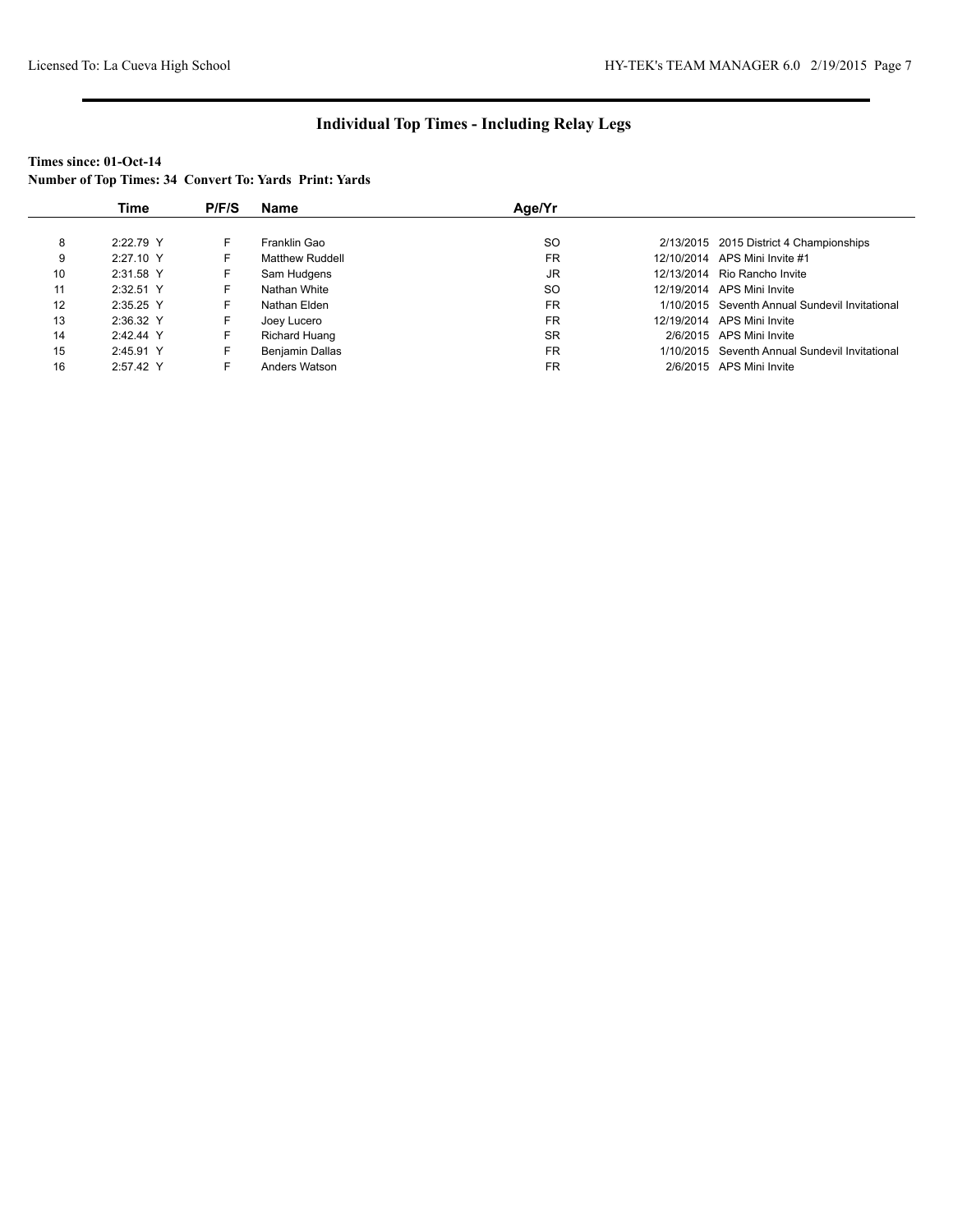## Individual Top Times - Including Relay Legs

**Times since: 01-Oct-14**
**Number of Top Times: 34 Convert To: Yards Print: Yards**

| | Time | P/F/S | Name | Age/Yr | | |
|---|---|---|---|---|---|---|
| 8 | 2:22.79 Y | F | Franklin Gao | SO | 2/13/2015 | 2015 District 4 Championships |
| 9 | 2:27.10 Y | F | Matthew Ruddell | FR | 12/10/2014 | APS Mini Invite #1 |
| 10 | 2:31.58 Y | F | Sam Hudgens | JR | 12/13/2014 | Rio Rancho Invite |
| 11 | 2:32.51 Y | F | Nathan White | SO | 12/19/2014 | APS Mini Invite |
| 12 | 2:35.25 Y | F | Nathan Elden | FR | 1/10/2015 | Seventh Annual Sundevil Invitational |
| 13 | 2:36.32 Y | F | Joey Lucero | FR | 12/19/2014 | APS Mini Invite |
| 14 | 2:42.44 Y | F | Richard Huang | SR | 2/6/2015 | APS Mini Invite |
| 15 | 2:45.91 Y | F | Benjamin Dallas | FR | 1/10/2015 | Seventh Annual Sundevil Invitational |
| 16 | 2:57.42 Y | F | Anders Watson | FR | 2/6/2015 | APS Mini Invite |